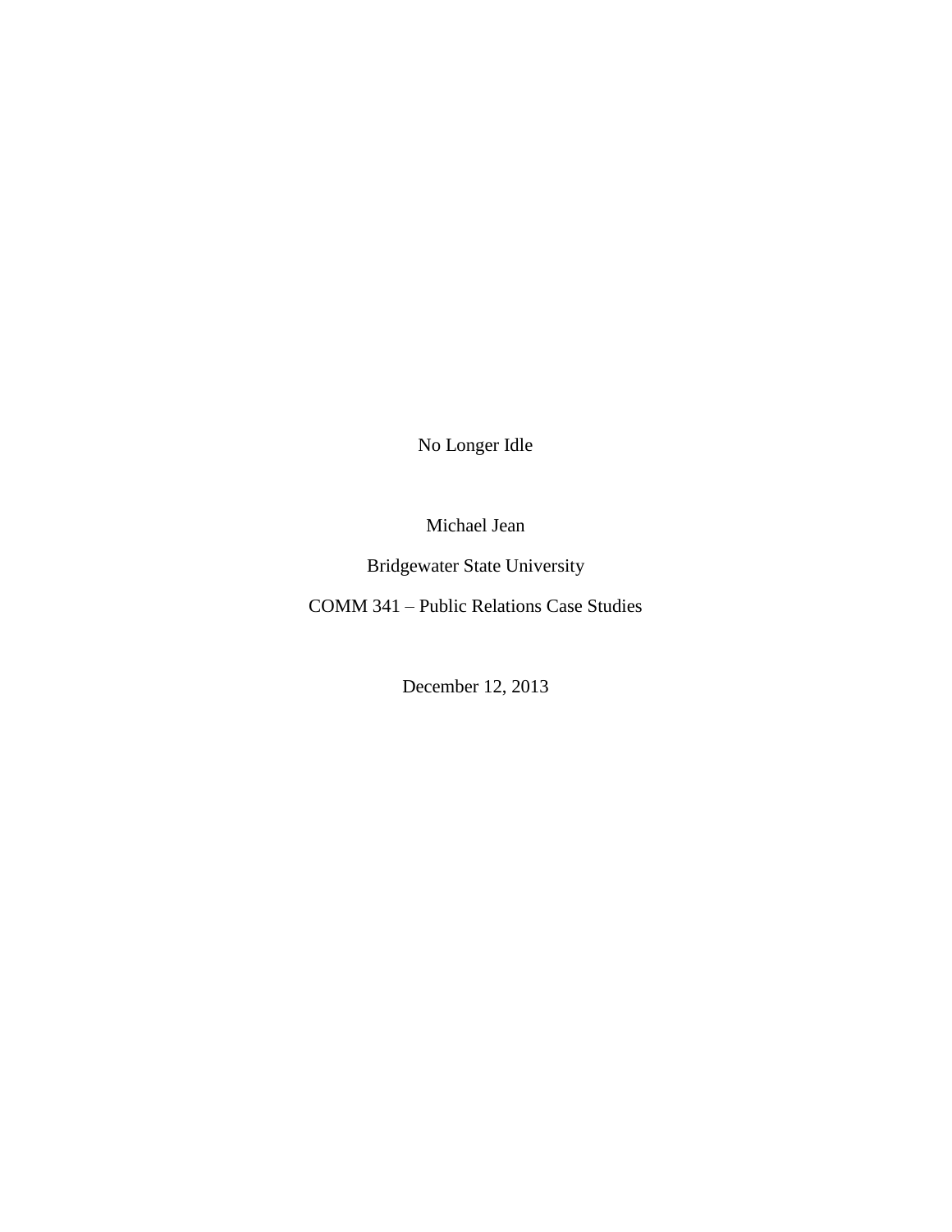# No Longer Idle

Michael Jean

Bridgewater State University

COMM 341 – Public Relations Case Studies

December 12, 2013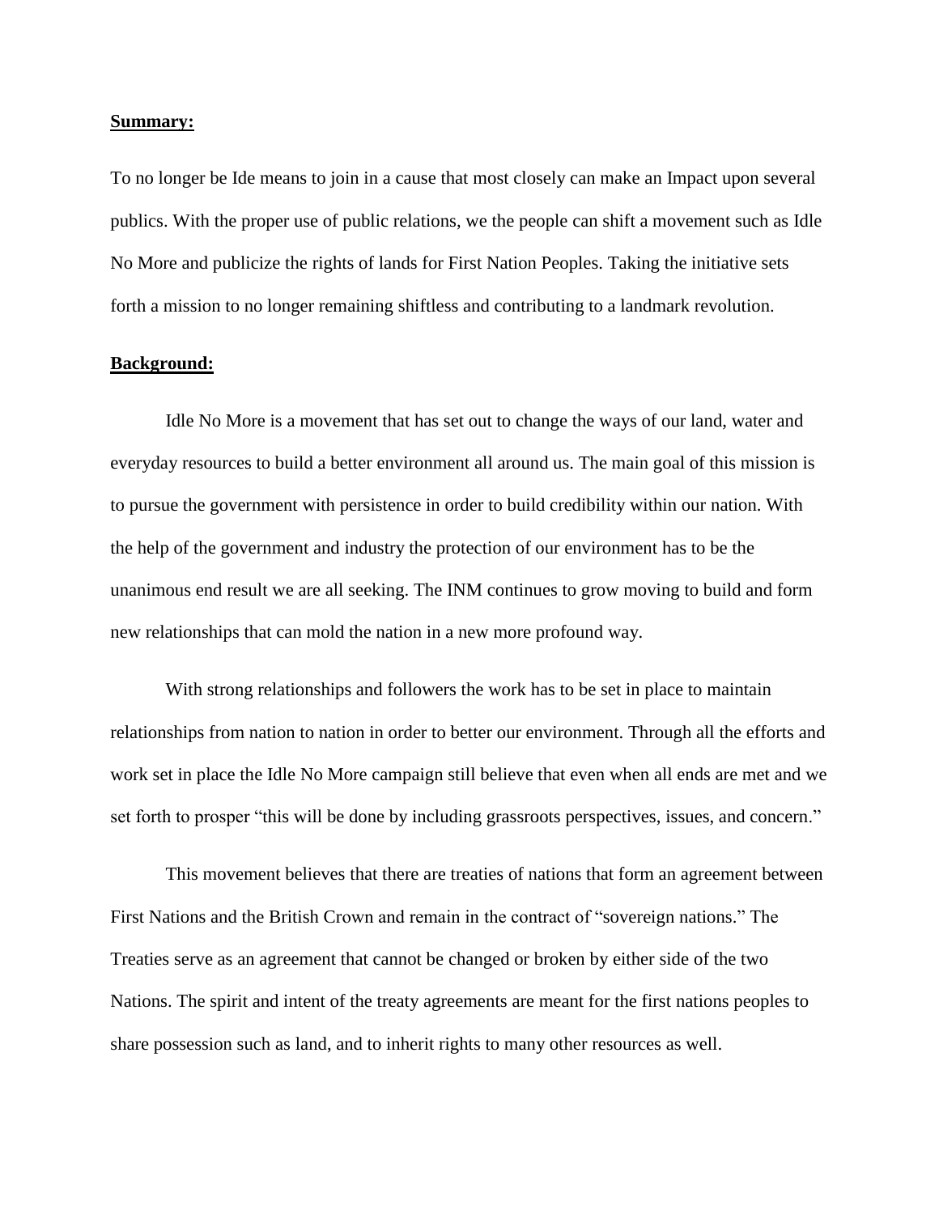**Summary:**

To no longer be Ide means to join in a cause that most closely can make an Impact upon several publics. With the proper use of public relations, we the people can shift a movement such as Idle No More and publicize the rights of lands for First Nation Peoples. Taking the initiative sets forth a mission to no longer remaining shiftless and contributing to a landmark revolution.

**Background:**

Idle No More is a movement that has set out to change the ways of our land, water and everyday resources to build a better environment all around us. The main goal of this mission is to pursue the government with persistence in order to build credibility within our nation. With the help of the government and industry the protection of our environment has to be the unanimous end result we are all seeking. The INM continues to grow moving to build and form new relationships that can mold the nation in a new more profound way.

With strong relationships and followers the work has to be set in place to maintain relationships from nation to nation in order to better our environment. Through all the efforts and work set in place the Idle No More campaign still believe that even when all ends are met and we set forth to prosper "this will be done by including grassroots perspectives, issues, and concern."

This movement believes that there are treaties of nations that form an agreement between First Nations and the British Crown and remain in the contract of "sovereign nations." The Treaties serve as an agreement that cannot be changed or broken by either side of the two Nations. The spirit and intent of the treaty agreements are meant for the first nations peoples to share possession such as land, and to inherit rights to many other resources as well.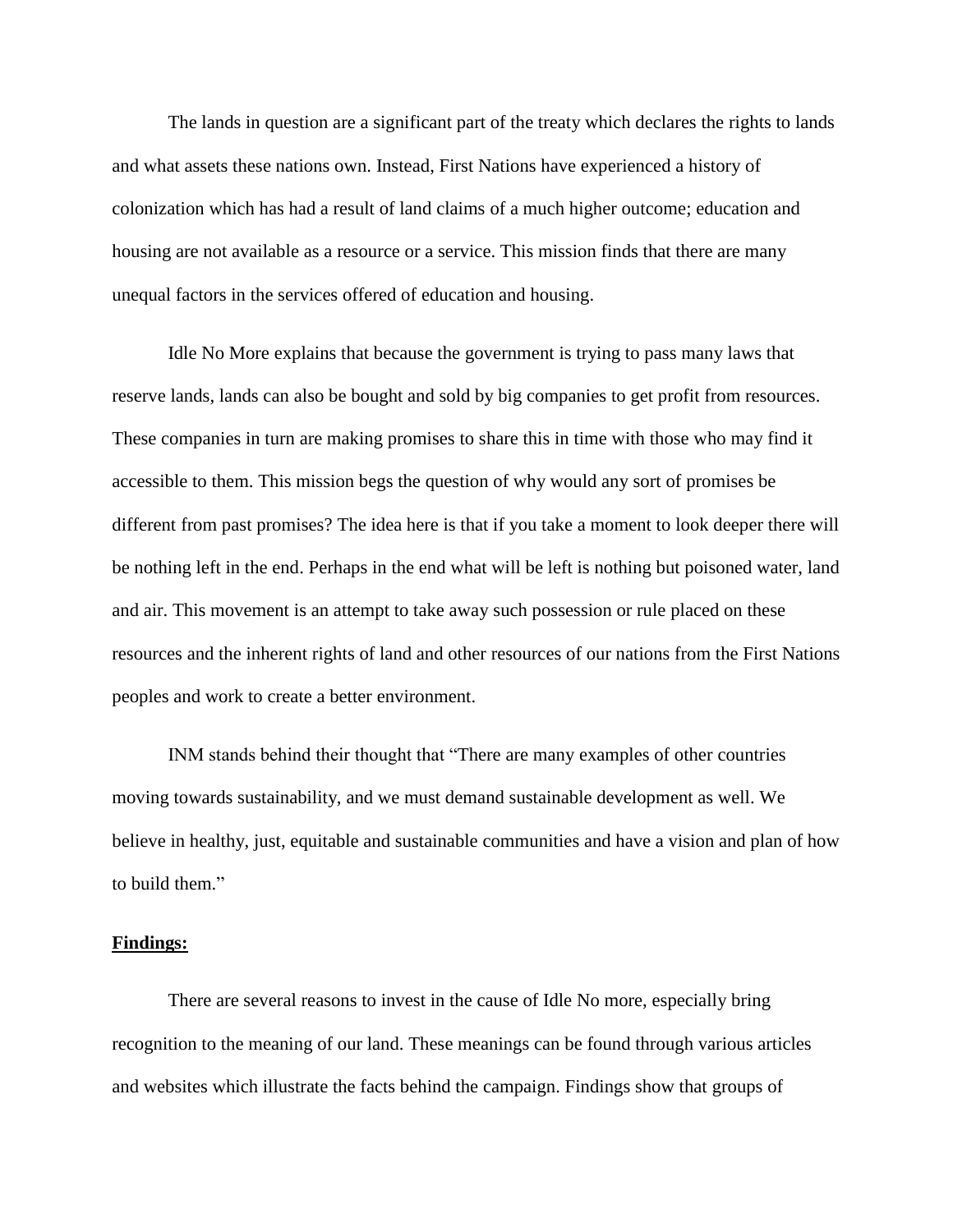The lands in question are a significant part of the treaty which declares the rights to lands and what assets these nations own. Instead, First Nations have experienced a history of colonization which has had a result of land claims of a much higher outcome; education and housing are not available as a resource or a service. This mission finds that there are many unequal factors in the services offered of education and housing.

Idle No More explains that because the government is trying to pass many laws that reserve lands, lands can also be bought and sold by big companies to get profit from resources. These companies in turn are making promises to share this in time with those who may find it accessible to them. This mission begs the question of why would any sort of promises be different from past promises? The idea here is that if you take a moment to look deeper there will be nothing left in the end. Perhaps in the end what will be left is nothing but poisoned water, land and air. This movement is an attempt to take away such possession or rule placed on these resources and the inherent rights of land and other resources of our nations from the First Nations peoples and work to create a better environment.

INM stands behind their thought that "There are many examples of other countries moving towards sustainability, and we must demand sustainable development as well. We believe in healthy, just, equitable and sustainable communities and have a vision and plan of how to build them."

**Findings:**

There are several reasons to invest in the cause of Idle No more, especially bring recognition to the meaning of our land. These meanings can be found through various articles and websites which illustrate the facts behind the campaign. Findings show that groups of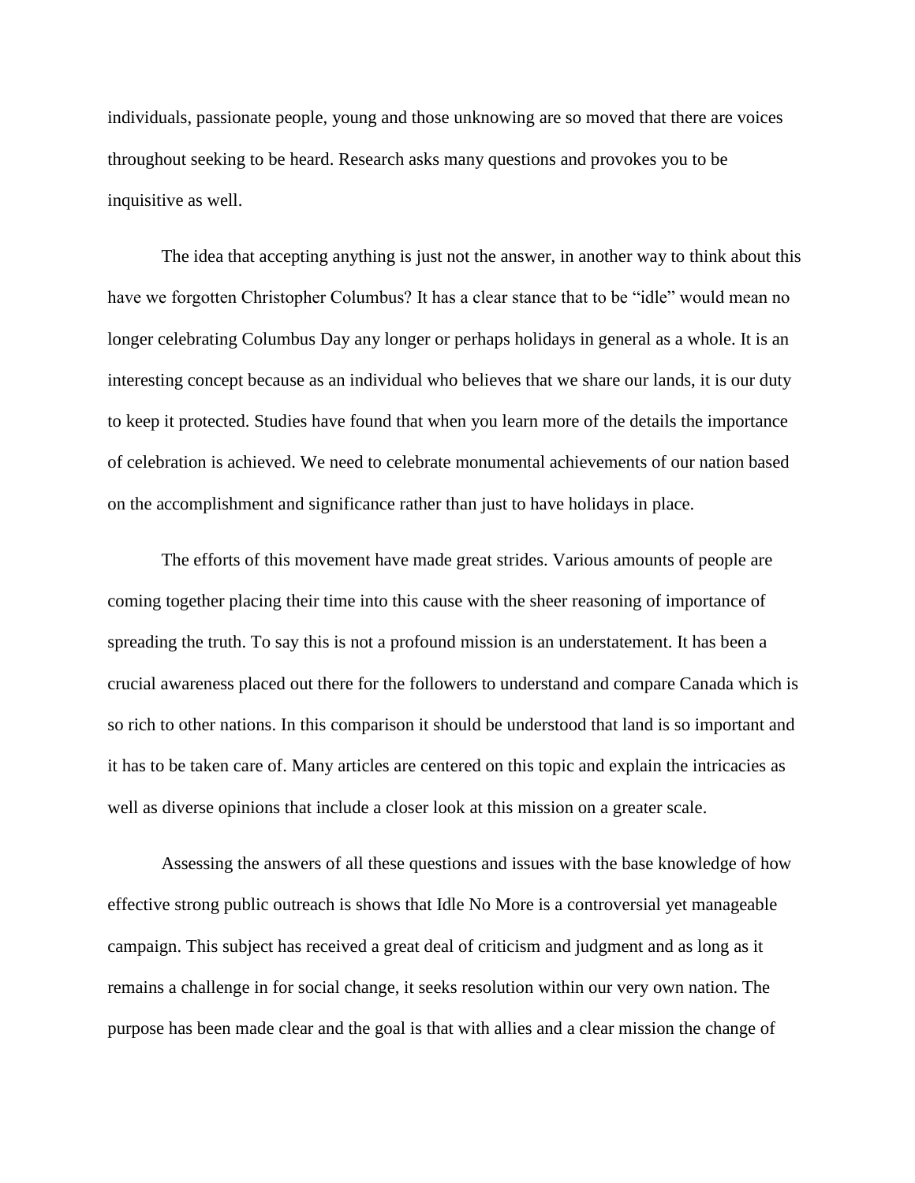individuals, passionate people, young and those unknowing are so moved that there are voices throughout seeking to be heard. Research asks many questions and provokes you to be inquisitive as well.

The idea that accepting anything is just not the answer, in another way to think about this have we forgotten Christopher Columbus? It has a clear stance that to be "idle" would mean no longer celebrating Columbus Day any longer or perhaps holidays in general as a whole. It is an interesting concept because as an individual who believes that we share our lands, it is our duty to keep it protected. Studies have found that when you learn more of the details the importance of celebration is achieved. We need to celebrate monumental achievements of our nation based on the accomplishment and significance rather than just to have holidays in place.

The efforts of this movement have made great strides. Various amounts of people are coming together placing their time into this cause with the sheer reasoning of importance of spreading the truth. To say this is not a profound mission is an understatement. It has been a crucial awareness placed out there for the followers to understand and compare Canada which is so rich to other nations. In this comparison it should be understood that land is so important and it has to be taken care of. Many articles are centered on this topic and explain the intricacies as well as diverse opinions that include a closer look at this mission on a greater scale.

Assessing the answers of all these questions and issues with the base knowledge of how effective strong public outreach is shows that Idle No More is a controversial yet manageable campaign. This subject has received a great deal of criticism and judgment and as long as it remains a challenge in for social change, it seeks resolution within our very own nation. The purpose has been made clear and the goal is that with allies and a clear mission the change of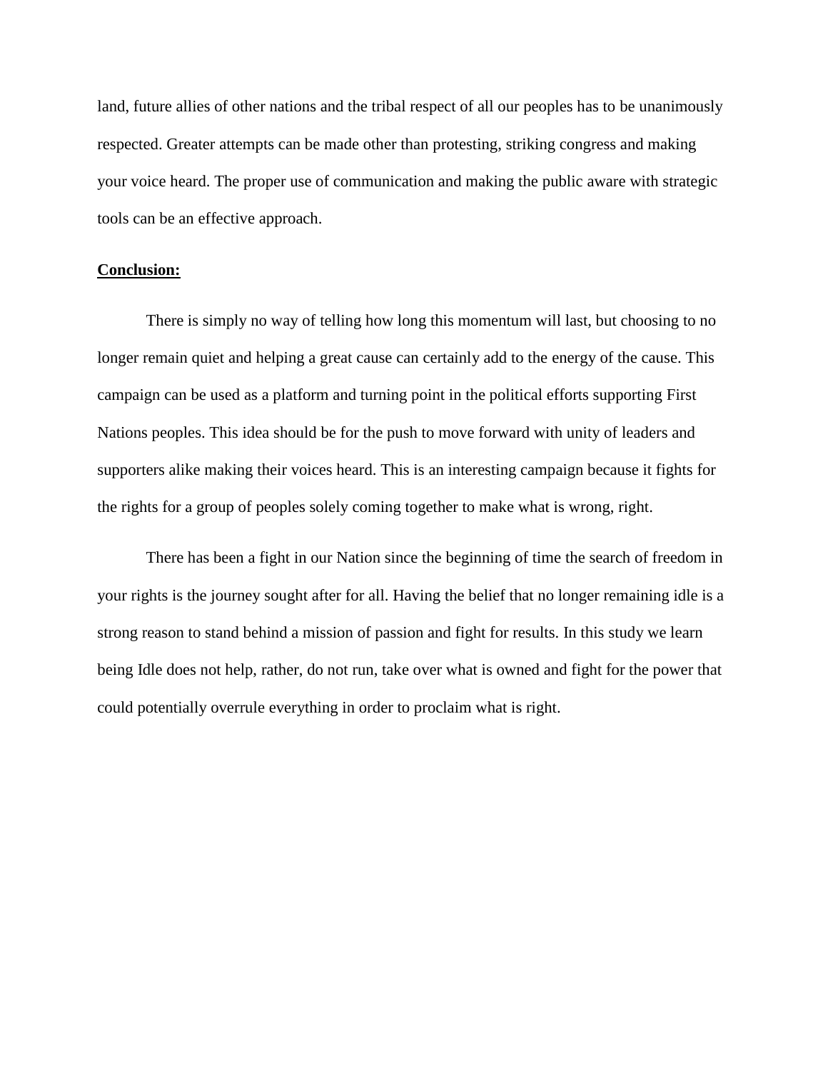land, future allies of other nations and the tribal respect of all our peoples has to be unanimously respected. Greater attempts can be made other than protesting, striking congress and making your voice heard. The proper use of communication and making the public aware with strategic tools can be an effective approach.

**Conclusion:**

There is simply no way of telling how long this momentum will last, but choosing to no longer remain quiet and helping a great cause can certainly add to the energy of the cause. This campaign can be used as a platform and turning point in the political efforts supporting First Nations peoples. This idea should be for the push to move forward with unity of leaders and supporters alike making their voices heard. This is an interesting campaign because it fights for the rights for a group of peoples solely coming together to make what is wrong, right.

There has been a fight in our Nation since the beginning of time the search of freedom in your rights is the journey sought after for all. Having the belief that no longer remaining idle is a strong reason to stand behind a mission of passion and fight for results. In this study we learn being Idle does not help, rather, do not run, take over what is owned and fight for the power that could potentially overrule everything in order to proclaim what is right.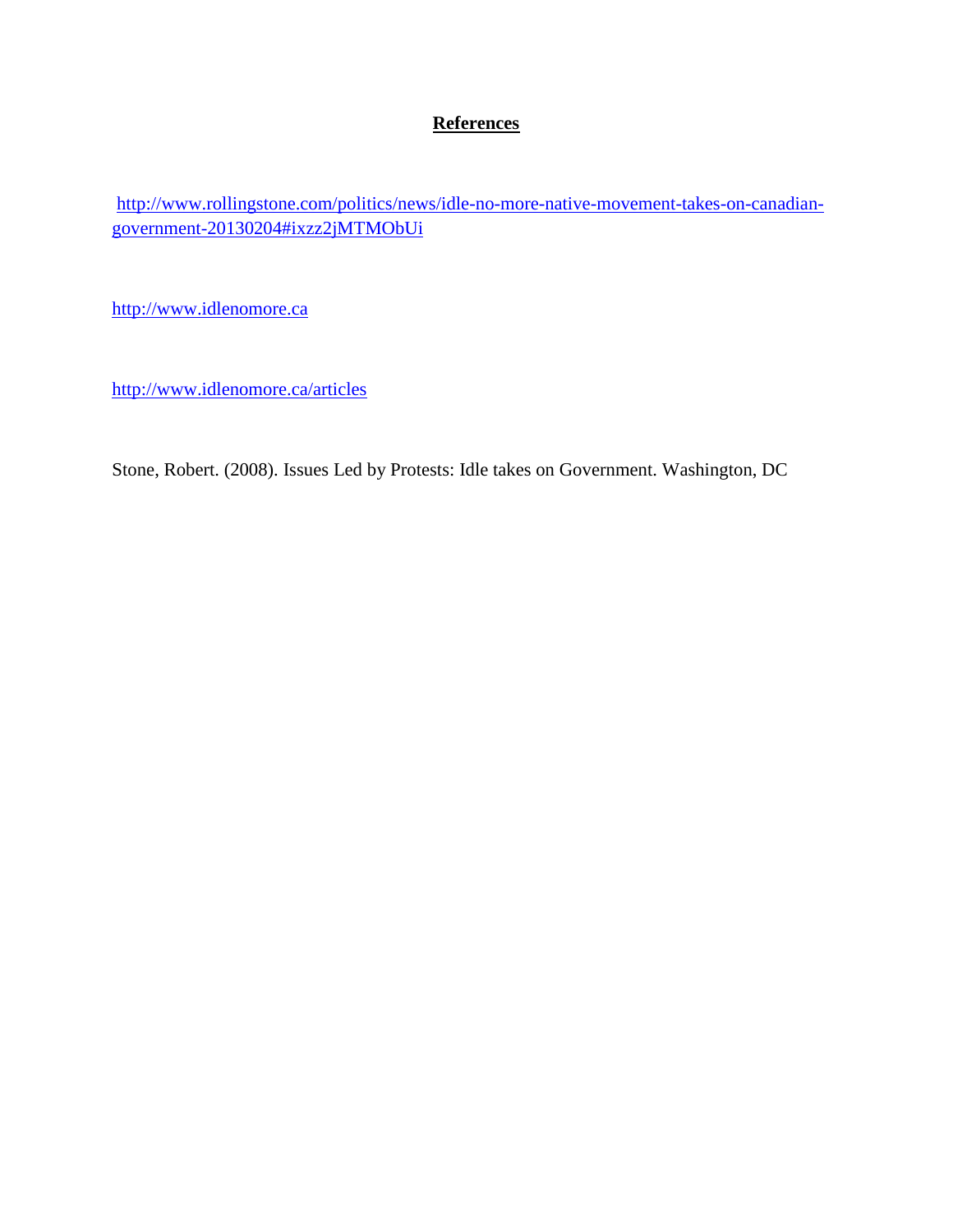## **References**

http://www.rollingstone.com/politics/news/idle-no-more-native-movement-takes-on-canadian-government-20130204#ixzz2jMTMObUi

http://www.idlenomore.ca

http://www.idlenomore.ca/articles

Stone, Robert. (2008). Issues Led by Protests: Idle takes on Government. Washington, DC